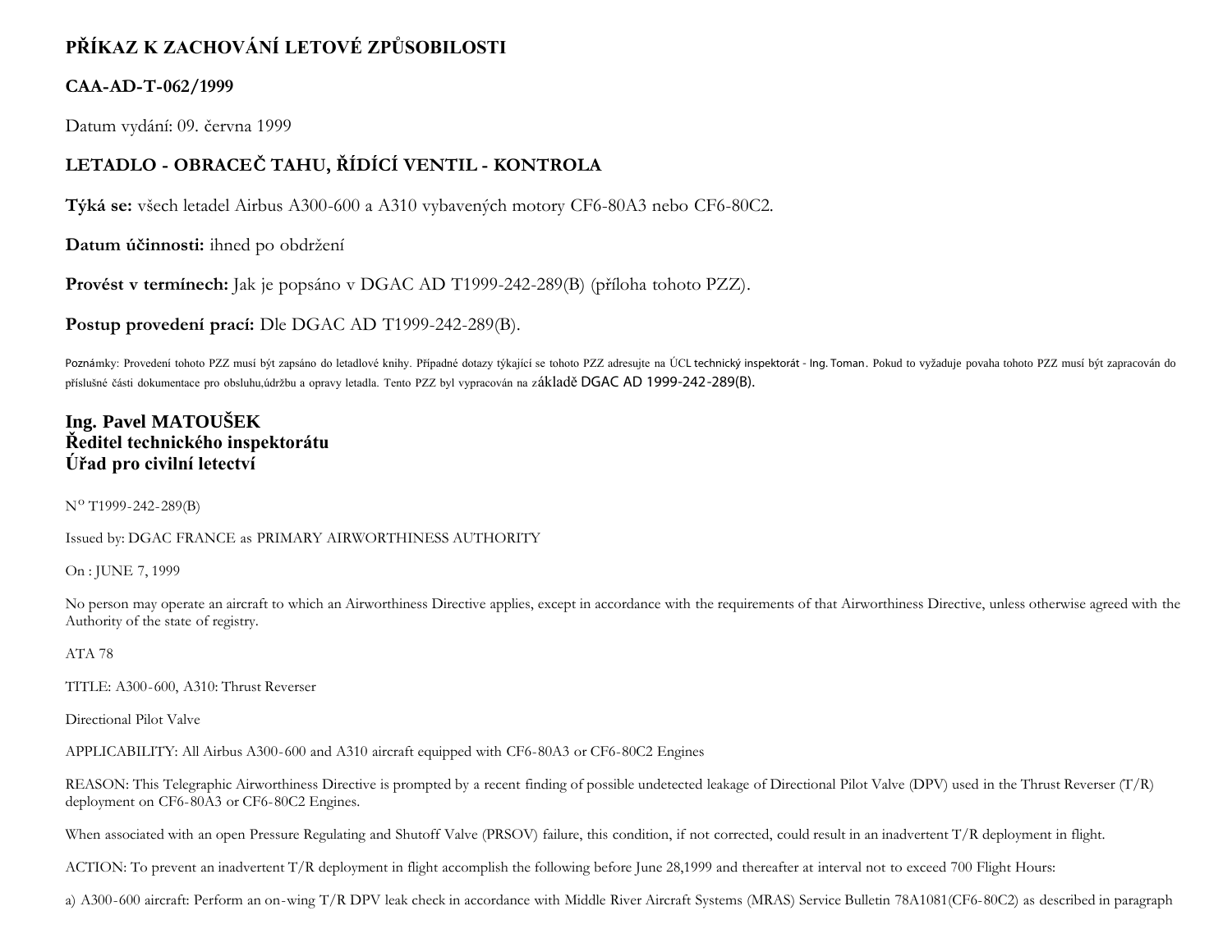# PŘÍKAZ K ZACHOVÁNÍ LETOVÉ ZPŮSOBILOSTI

## CAA-AD-T-062/1999

Datum vydání: 09. června 1999

## LETADLO - OBRACEČ TAHU, ŘÍDÍCÍ VENTIL - KONTROLA

**Týká se:** všech letadel Airbus A300-600 a A310 vybavených motory CF6-80A3 nebo CF6-80C2.

**Datum účinnosti:** ihned po obdržení

**Provést v termínech:** Jak je popsáno v DGAC AD T1999-242-289(B) (příloha tohoto PZZ).

**Postup provedení prací:** Dle DGAC AD T1999-242-289(B).

Poznámky: Provedení tohoto PZZ musí být zapsáno do letadlové knihy. Případné dotazy týkající se tohoto PZZ adresujte na ÚCL technický inspektorát - Ing. Toman. Pokud to vyžaduje povaha tohoto PZZ musí být zapracován do příslušné části dokumentace pro obsluhu,údržbu a opravy letadla. Tento PZZ byl vypracován na základě DGAC AD 1999-242-289(B).

**Ing. Pavel MATOUŠEK**
**Ředitel technického inspektorátu**
**Úřad pro civilní letectví**

N° T1999-242-289(B)

Issued by: DGAC FRANCE as PRIMARY AIRWORTHINESS AUTHORITY

On : JUNE 7, 1999

No person may operate an aircraft to which an Airworthiness Directive applies, except in accordance with the requirements of that Airworthiness Directive, unless otherwise agreed with the Authority of the state of registry.

ATA 78

TITLE: A300-600, A310: Thrust Reverser

Directional Pilot Valve

APPLICABILITY: All Airbus A300-600 and A310 aircraft equipped with CF6-80A3 or CF6-80C2 Engines

REASON: This Telegraphic Airworthiness Directive is prompted by a recent finding of possible undetected leakage of Directional Pilot Valve (DPV) used in the Thrust Reverser (T/R) deployment on CF6-80A3 or CF6-80C2 Engines.

When associated with an open Pressure Regulating and Shutoff Valve (PRSOV) failure, this condition, if not corrected, could result in an inadvertent T/R deployment in flight.

ACTION: To prevent an inadvertent T/R deployment in flight accomplish the following before June 28,1999 and thereafter at interval not to exceed 700 Flight Hours:

a) A300-600 aircraft: Perform an on-wing T/R DPV leak check in accordance with Middle River Aircraft Systems (MRAS) Service Bulletin 78A1081(CF6-80C2) as described in paragraph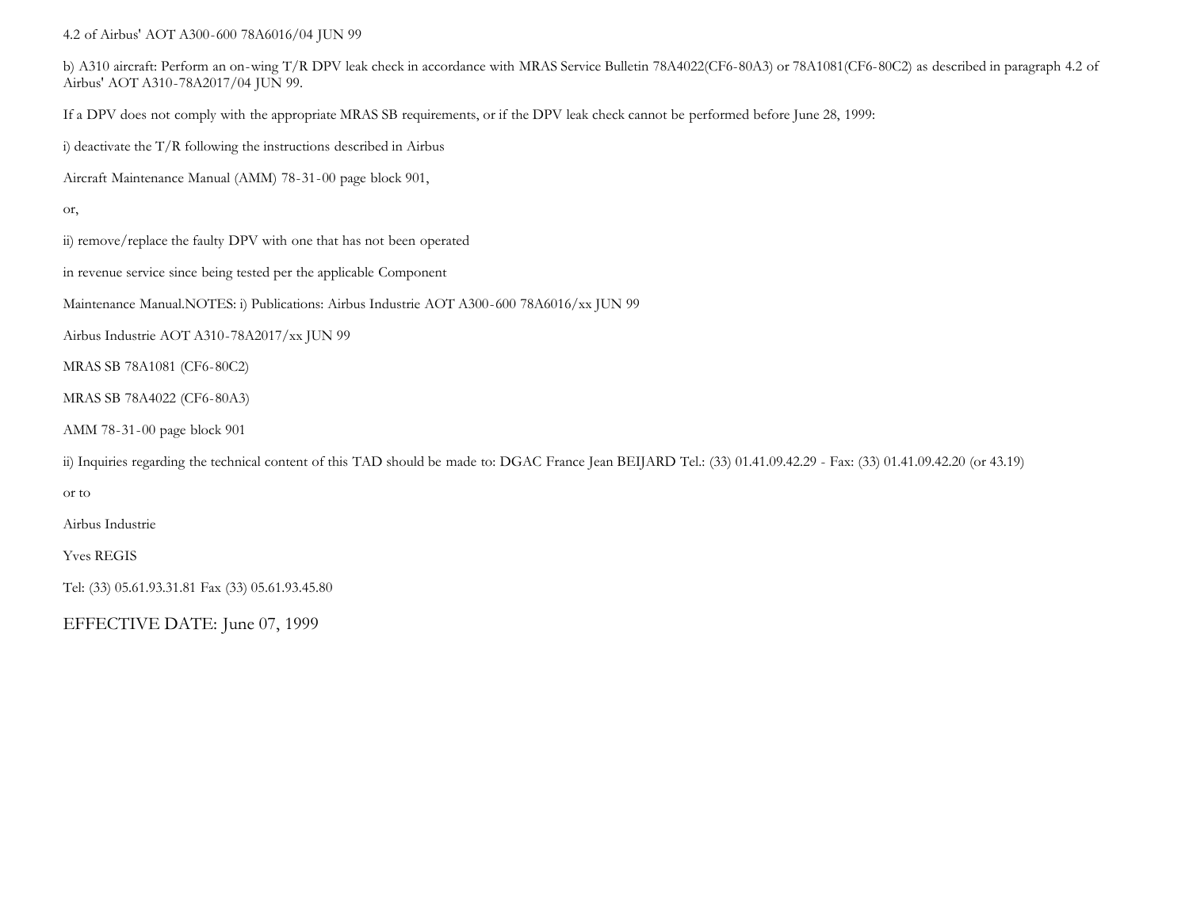4.2 of Airbus' AOT A300-600 78A6016/04 JUN 99

b) A310 aircraft: Perform an on-wing T/R DPV leak check in accordance with MRAS Service Bulletin 78A4022(CF6-80A3) or 78A1081(CF6-80C2) as described in paragraph 4.2 of Airbus' AOT A310-78A2017/04 JUN 99.

If a DPV does not comply with the appropriate MRAS SB requirements, or if the DPV leak check cannot be performed before June 28, 1999:

i) deactivate the T/R following the instructions described in Airbus

Aircraft Maintenance Manual (AMM) 78-31-00 page block 901,

or,

ii) remove/replace the faulty DPV with one that has not been operated

in revenue service since being tested per the applicable Component

Maintenance Manual.NOTES: i) Publications: Airbus Industrie AOT A300-600 78A6016/xx JUN 99

Airbus Industrie AOT A310-78A2017/xx JUN 99

MRAS SB 78A1081 (CF6-80C2)

MRAS SB 78A4022 (CF6-80A3)

AMM 78-31-00 page block 901

ii) Inquiries regarding the technical content of this TAD should be made to: DGAC France Jean BEIJARD Tel.: (33) 01.41.09.42.29 - Fax: (33) 01.41.09.42.20 (or 43.19)

or to

Airbus Industrie

Yves REGIS

Tel: (33) 05.61.93.31.81 Fax (33) 05.61.93.45.80

EFFECTIVE DATE: June 07, 1999